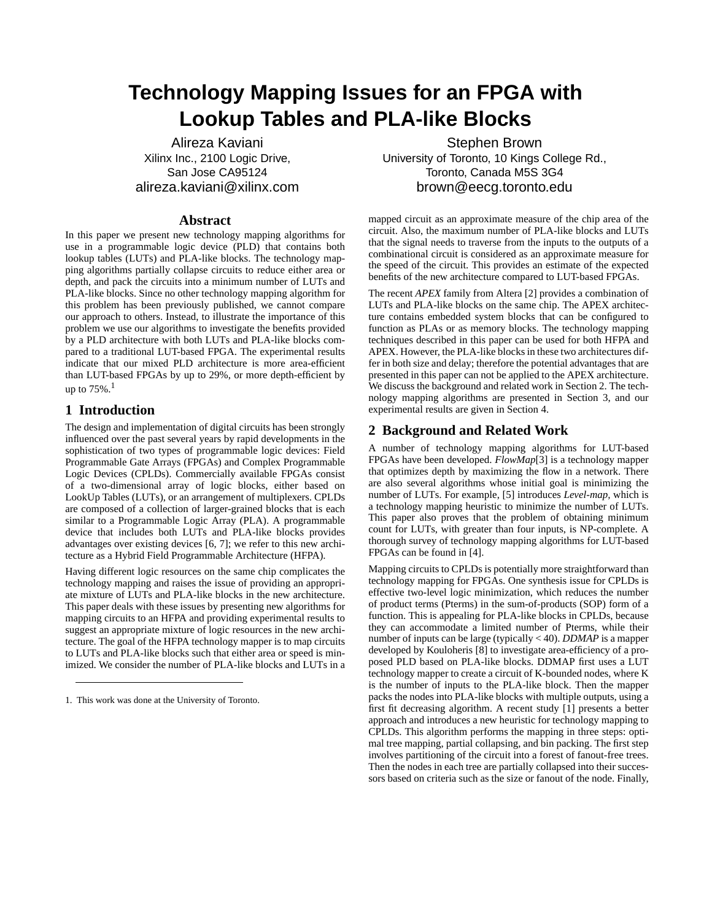# Technology Mapping Issues for an FPGA with Lookup Tables and PLA-like Blocks

Alireza Kaviani
Xilinx Inc., 2100 Logic Drive,
San Jose CA95124
alireza.kaviani@xilinx.com

Stephen Brown
University of Toronto, 10 Kings College Rd.,
Toronto, Canada M5S 3G4
brown@eecg.toronto.edu

## Abstract

In this paper we present new technology mapping algorithms for use in a programmable logic device (PLD) that contains both lookup tables (LUTs) and PLA-like blocks. The technology mapping algorithms partially collapse circuits to reduce either area or depth, and pack the circuits into a minimum number of LUTs and PLA-like blocks. Since no other technology mapping algorithm for this problem has been previously published, we cannot compare our approach to others. Instead, to illustrate the importance of this problem we use our algorithms to investigate the benefits provided by a PLD architecture with both LUTs and PLA-like blocks compared to a traditional LUT-based FPGA. The experimental results indicate that our mixed PLD architecture is more area-efficient than LUT-based FPGAs by up to 29%, or more depth-efficient by up to 75%.[1]

## 1 Introduction

The design and implementation of digital circuits has been strongly influenced over the past several years by rapid developments in the sophistication of two types of programmable logic devices: Field Programmable Gate Arrays (FPGAs) and Complex Programmable Logic Devices (CPLDs). Commercially available FPGAs consist of a two-dimensional array of logic blocks, either based on LookUp Tables (LUTs), or an arrangement of multiplexers. CPLDs are composed of a collection of larger-grained blocks that is each similar to a Programmable Logic Array (PLA). A programmable device that includes both LUTs and PLA-like blocks provides advantages over existing devices [6, 7]; we refer to this new architecture as a Hybrid Field Programmable Architecture (HFPA).

Having different logic resources on the same chip complicates the technology mapping and raises the issue of providing an appropriate mixture of LUTs and PLA-like blocks in the new architecture. This paper deals with these issues by presenting new algorithms for mapping circuits to an HFPA and providing experimental results to suggest an appropriate mixture of logic resources in the new architecture. The goal of the HFPA technology mapper is to map circuits to LUTs and PLA-like blocks such that either area or speed is minimized. We consider the number of PLA-like blocks and LUTs in a mapped circuit as an approximate measure of the chip area of the circuit. Also, the maximum number of PLA-like blocks and LUTs that the signal needs to traverse from the inputs to the outputs of a combinational circuit is considered as an approximate measure for the speed of the circuit. This provides an estimate of the expected benefits of the new architecture compared to LUT-based FPGAs.

The recent *APEX* family from Altera [2] provides a combination of LUTs and PLA-like blocks on the same chip. The APEX architecture contains embedded system blocks that can be configured to function as PLAs or as memory blocks. The technology mapping techniques described in this paper can be used for both HFPA and APEX. However, the PLA-like blocks in these two architectures differ in both size and delay; therefore the potential advantages that are presented in this paper can not be applied to the APEX architecture. We discuss the background and related work in Section 2. The technology mapping algorithms are presented in Section 3, and our experimental results are given in Section 4.

## 2 Background and Related Work

A number of technology mapping algorithms for LUT-based FPGAs have been developed. *FlowMap*[3] is a technology mapper that optimizes depth by maximizing the flow in a network. There are also several algorithms whose initial goal is minimizing the number of LUTs. For example, [5] introduces *Level-map*, which is a technology mapping heuristic to minimize the number of LUTs. This paper also proves that the problem of obtaining minimum count for LUTs, with greater than four inputs, is NP-complete. A thorough survey of technology mapping algorithms for LUT-based FPGAs can be found in [4].

Mapping circuits to CPLDs is potentially more straightforward than technology mapping for FPGAs. One synthesis issue for CPLDs is effective two-level logic minimization, which reduces the number of product terms (Pterms) in the sum-of-products (SOP) form of a function. This is appealing for PLA-like blocks in CPLDs, because they can accommodate a limited number of Pterms, while their number of inputs can be large (typically < 40). *DDMAP* is a mapper developed by Kouloheris [8] to investigate area-efficiency of a proposed PLD based on PLA-like blocks. DDMAP first uses a LUT technology mapper to create a circuit of K-bounded nodes, where K is the number of inputs to the PLA-like block. Then the mapper packs the nodes into PLA-like blocks with multiple outputs, using a first fit decreasing algorithm. A recent study [1] presents a better approach and introduces a new heuristic for technology mapping to CPLDs. This algorithm performs the mapping in three steps: optimal tree mapping, partial collapsing, and bin packing. The first step involves partitioning of the circuit into a forest of fanout-free trees. Then the nodes in each tree are partially collapsed into their successors based on criteria such as the size or fanout of the node. Finally,

---

1. This work was done at the University of Toronto.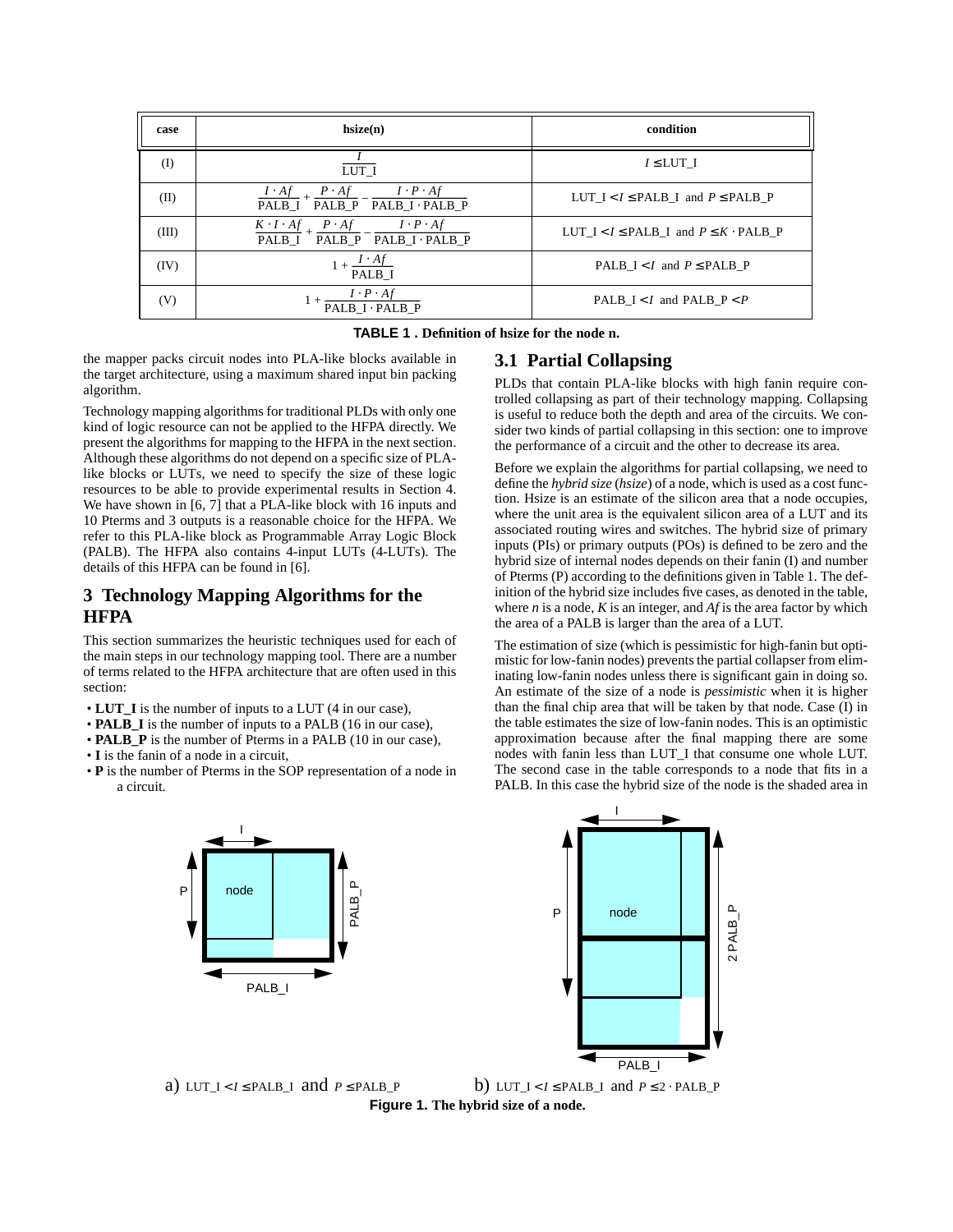| case | hsize(n) | condition |
| --- | --- | --- |
| (I) | $\frac{I}{\text{LUT\_I}}$ | $I \leq \text{LUT\_I}$ |
| (II) | $\frac{I \cdot Af}{\text{PALB\_I}} + \frac{P \cdot Af}{\text{PALB\_P}} - \frac{I \cdot P \cdot Af}{\text{PALB\_I} \cdot \text{PALB\_P}}$ | $\text{LUT\_I} < I \leq \text{PALB\_I}$ and $P \leq \text{PALB\_P}$ |
| (III) | $\frac{K \cdot I \cdot Af}{\text{PALB\_I}} + \frac{P \cdot Af}{\text{PALB\_P}} - \frac{I \cdot P \cdot Af}{\text{PALB\_I} \cdot \text{PALB\_P}}$ | $\text{LUT\_I} < I \leq \text{PALB\_I}$ and $P \leq K \cdot \text{PALB\_P}$ |
| (IV) | $1 + \frac{I \cdot Af}{\text{PALB\_I}}$ | $\text{PALB\_I} < I$ and $P \leq \text{PALB\_P}$ |
| (V) | $1 + \frac{I \cdot P \cdot Af}{\text{PALB\_I} \cdot \text{PALB\_P}}$ | $\text{PALB\_I} < I$ and $\text{PALB\_P} < P$ |

**TABLE 1 . Definition of hsize for the node n.**

the mapper packs circuit nodes into PLA-like blocks available in the target architecture, using a maximum shared input bin packing algorithm.

Technology mapping algorithms for traditional PLDs with only one kind of logic resource can not be applied to the HFPA directly. We present the algorithms for mapping to the HFPA in the next section. Although these algorithms do not depend on a specific size of PLA-like blocks or LUTs, we need to specify the size of these logic resources to be able to provide experimental results in Section 4. We have shown in [6, 7] that a PLA-like block with 16 inputs and 10 Pterms and 3 outputs is a reasonable choice for the HFPA. We refer to this PLA-like block as Programmable Array Logic Block (PALB). The HFPA also contains 4-input LUTs (4-LUTs). The details of this HFPA can be found in [6].

## 3 Technology Mapping Algorithms for the HFPA

This section summarizes the heuristic techniques used for each of the main steps in our technology mapping tool. There are a number of terms related to the HFPA architecture that are often used in this section:

- **LUT_I** is the number of inputs to a LUT (4 in our case),
- **PALB_I** is the number of inputs to a PALB (16 in our case),
- **PALB_P** is the number of Pterms in a PALB (10 in our case),
- **I** is the fanin of a node in a circuit,
- **P** is the number of Pterms in the SOP representation of a node in a circuit.

### 3.1 Partial Collapsing

PLDs that contain PLA-like blocks with high fanin require controlled collapsing as part of their technology mapping. Collapsing is useful to reduce both the depth and area of the circuits. We consider two kinds of partial collapsing in this section: one to improve the performance of a circuit and the other to decrease its area.

Before we explain the algorithms for partial collapsing, we need to define the *hybrid size* (*hsize*) of a node, which is used as a cost function. Hsize is an estimate of the silicon area that a node occupies, where the unit area is the equivalent silicon area of a LUT and its associated routing wires and switches. The hybrid size of primary inputs (PIs) or primary outputs (POs) is defined to be zero and the hybrid size of internal nodes depends on their fanin (I) and number of Pterms (P) according to the definitions given in Table 1. The definition of the hybrid size includes five cases, as denoted in the table, where *n* is a node, *K* is an integer, and *Af* is the area factor by which the area of a PALB is larger than the area of a LUT.

The estimation of size (which is pessimistic for high-fanin but optimistic for low-fanin nodes) prevents the partial collapser from eliminating low-fanin nodes unless there is significant gain in doing so. An estimate of the size of a node is *pessimistic* when it is higher than the final chip area that will be taken by that node. Case (I) in the table estimates the size of low-fanin nodes. This is an optimistic approximation because after the final mapping there are some nodes with fanin less than LUT_I that consume one whole LUT. The second case in the table corresponds to a node that fits in a PALB. In this case the hybrid size of the node is the shaded area in

a) $\text{LUT\_I} < I \leq \text{PALB\_I}$ and $P \leq \text{PALB\_P}$ b) $\text{LUT\_I} < I \leq \text{PALB\_I}$ and $P \leq 2 \cdot \text{PALB\_P}$

**Figure 1. The hybrid size of a node.**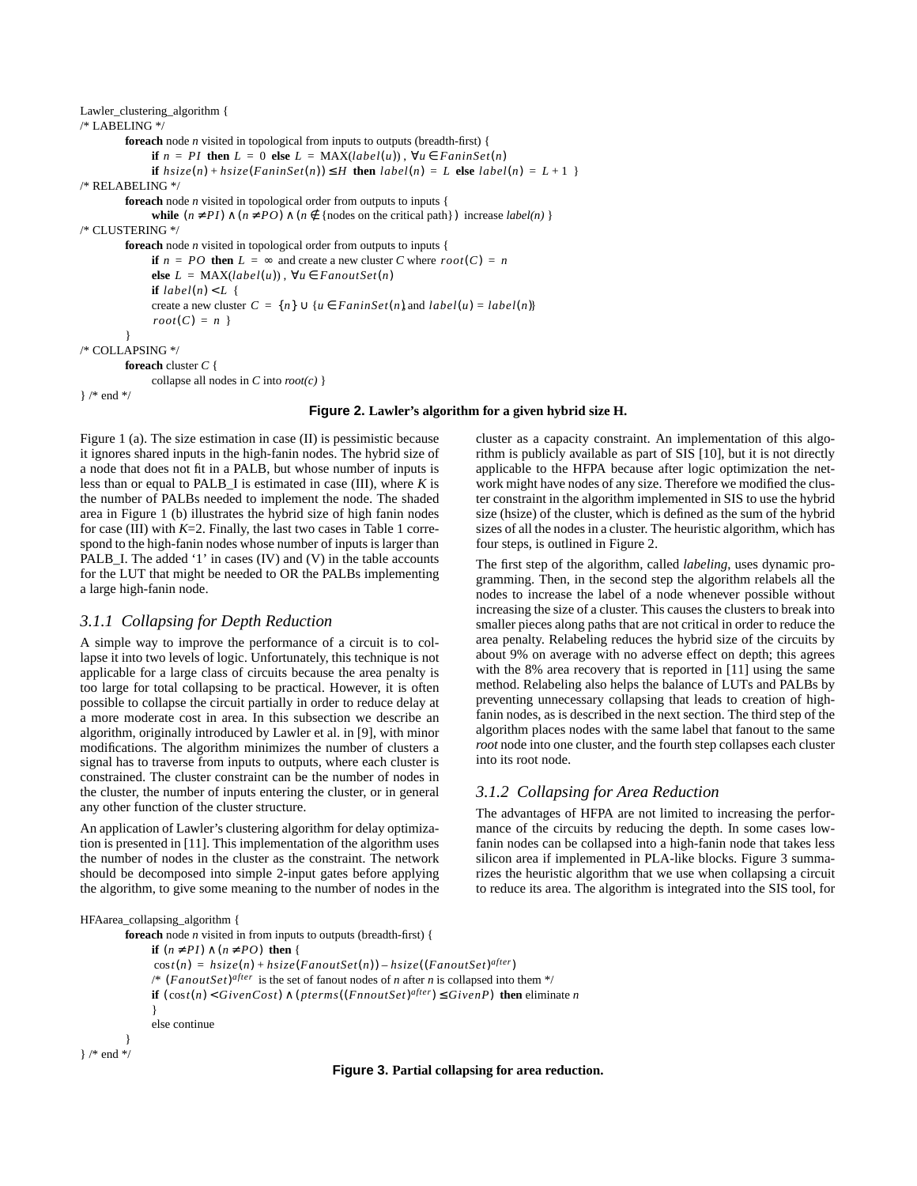```
Lawler_clustering_algorithm {
/* LABELING */
    foreach node n visited in topological from inputs to outputs (breadth-first) {
        if n = PI then L = 0 else L = MAX(label(u)) , ∀u ∈ FaninSet(n)
        if hsize(n) + hsize(FaninSet(n)) ≤ H then label(n) = L else label(n) = L + 1 }
/* RELABELING */
    foreach node n visited in topological order from outputs to inputs {
        while (n ≠ PI) ∧ (n ≠ PO) ∧ (n ∉ {nodes on the critical path}) increase label(n) }
/* CLUSTERING */
    foreach node n visited in topological order from outputs to inputs {
        if n = PO then L = ∞ and create a new cluster C where root(C) = n
        else L = MAX(label(u)) , ∀u ∈ FanoutSet(n)
        if label(n) < L {
        create a new cluster C = {n} ∪ {u ∈ FaninSet(n), and label(u) = label(n)}
        root(C) = n }
    }
/* COLLAPSING */
    foreach cluster C {
        collapse all nodes in C into root(c) }
} /* end */
```

**Figure 2. Lawler's algorithm for a given hybrid size H.**

Figure 1 (a). The size estimation in case (II) is pessimistic because it ignores shared inputs in the high-fanin nodes. The hybrid size of a node that does not fit in a PALB, but whose number of inputs is less than or equal to PALB_I is estimated in case (III), where *K* is the number of PALBs needed to implement the node. The shaded area in Figure 1 (b) illustrates the hybrid size of high fanin nodes for case (III) with *K*=2. Finally, the last two cases in Table 1 correspond to the high-fanin nodes whose number of inputs is larger than PALB_I. The added '1' in cases (IV) and (V) in the table accounts for the LUT that might be needed to OR the PALBs implementing a large high-fanin node.

### *3.1.1 Collapsing for Depth Reduction*

A simple way to improve the performance of a circuit is to collapse it into two levels of logic. Unfortunately, this technique is not applicable for a large class of circuits because the area penalty is too large for total collapsing to be practical. However, it is often possible to collapse the circuit partially in order to reduce delay at a more moderate cost in area. In this subsection we describe an algorithm, originally introduced by Lawler et al. in [9], with minor modifications. The algorithm minimizes the number of clusters a signal has to traverse from inputs to outputs, where each cluster is constrained. The cluster constraint can be the number of nodes in the cluster, the number of inputs entering the cluster, or in general any other function of the cluster structure.

An application of Lawler's clustering algorithm for delay optimization is presented in [11]. This implementation of the algorithm uses the number of nodes in the cluster as the constraint. The network should be decomposed into simple 2-input gates before applying the algorithm, to give some meaning to the number of nodes in the cluster as a capacity constraint. An implementation of this algorithm is publicly available as part of SIS [10], but it is not directly applicable to the HFPA because after logic optimization the network might have nodes of any size. Therefore we modified the cluster constraint in the algorithm implemented in SIS to use the hybrid size (hsize) of the cluster, which is defined as the sum of the hybrid sizes of all the nodes in a cluster. The heuristic algorithm, which has four steps, is outlined in Figure 2.

The first step of the algorithm, called *labeling*, uses dynamic programming. Then, in the second step the algorithm relabels all the nodes to increase the label of a node whenever possible without increasing the size of a cluster. This causes the clusters to break into smaller pieces along paths that are not critical in order to reduce the area penalty. Relabeling reduces the hybrid size of the circuits by about 9% on average with no adverse effect on depth; this agrees with the 8% area recovery that is reported in [11] using the same method. Relabeling also helps the balance of LUTs and PALBs by preventing unnecessary collapsing that leads to creation of high-fanin nodes, as is described in the next section. The third step of the algorithm places nodes with the same label that fanout to the same *root* node into one cluster, and the fourth step collapses each cluster into its root node.

### *3.1.2 Collapsing for Area Reduction*

The advantages of HFPA are not limited to increasing the performance of the circuits by reducing the depth. In some cases low-fanin nodes can be collapsed into a high-fanin node that takes less silicon area if implemented in PLA-like blocks. Figure 3 summarizes the heuristic algorithm that we use when collapsing a circuit to reduce its area. The algorithm is integrated into the SIS tool, for

```
HFAarea_collapsing_algorithm {
    foreach node n visited in from inputs to outputs (breadth-first) {
        if (n ≠ PI) ∧ (n ≠ PO) then {
        cost(n) = hsize(n) + hsize(FanoutSet(n)) – hsize((FanoutSet)^after)
        /* (FanoutSet)^after is the set of fanout nodes of n after n is collapsed into them */
        if (cost(n) < GivenCost) ∧ (pterms((FnnoutSet)^after) ≤ GivenP) then eliminate n
        }
        else continue
    }
} /* end */
```

**Figure 3. Partial collapsing for area reduction.**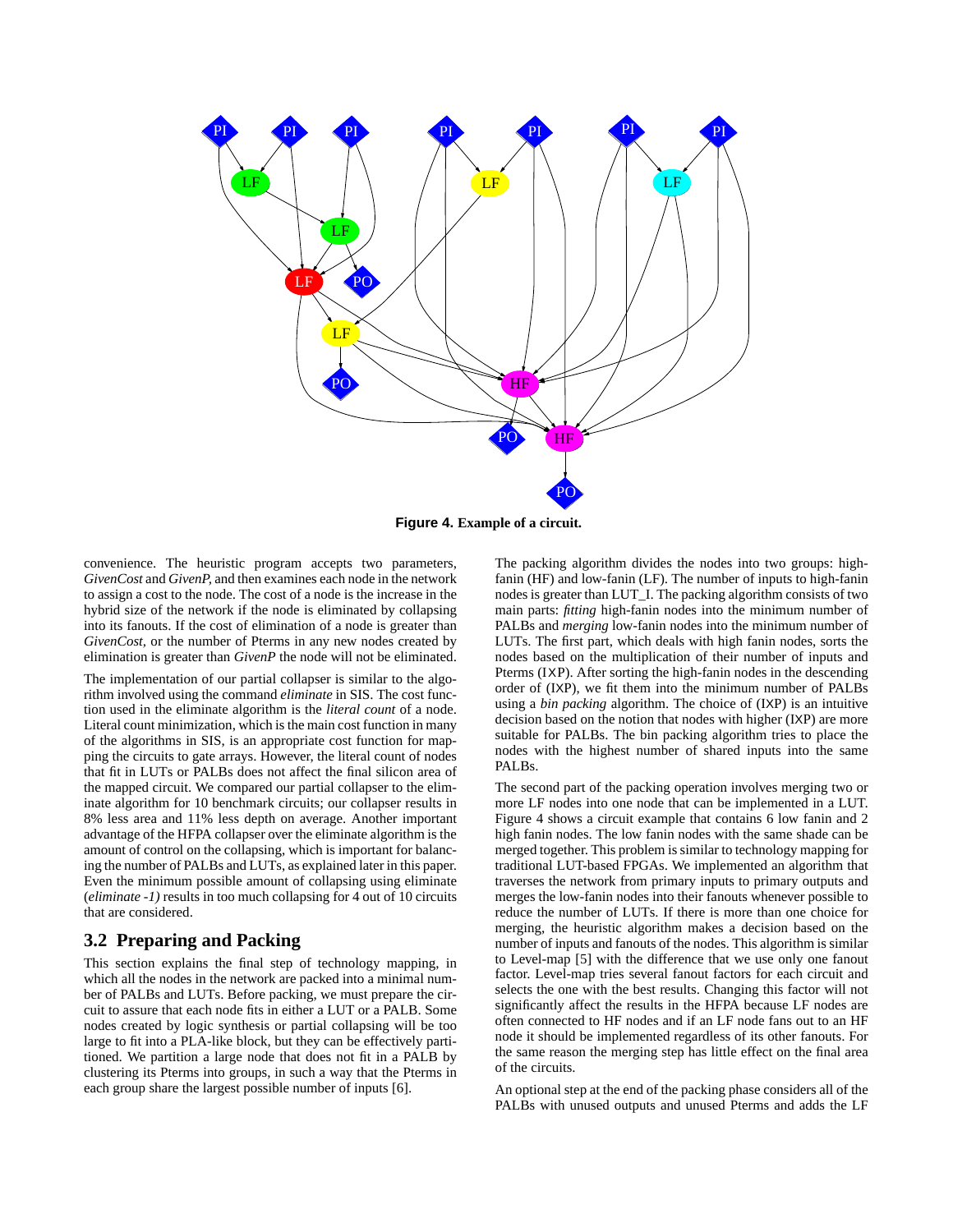PI PI PI PI PI PI PI

LF LF LF

LF

LF PO

LF

PO HF

PO HF

PO

**Figure 4.** Example of a circuit.

convenience. The heuristic program accepts two parameters, *GivenCost* and *GivenP*, and then examines each node in the network to assign a cost to the node. The cost of a node is the increase in the hybrid size of the network if the node is eliminated by collapsing into its fanouts. If the cost of elimination of a node is greater than *GivenCost*, or the number of Pterms in any new nodes created by elimination is greater than *GivenP* the node will not be eliminated.

The implementation of our partial collapser is similar to the algorithm involved using the command *eliminate* in SIS. The cost function used in the eliminate algorithm is the *literal count* of a node. Literal count minimization, which is the main cost function in many of the algorithms in SIS, is an appropriate cost function for mapping the circuits to gate arrays. However, the literal count of nodes that fit in LUTs or PALBs does not affect the final silicon area of the mapped circuit. We compared our partial collapser to the eliminate algorithm for 10 benchmark circuits; our collapser results in 8% less area and 11% less depth on average. Another important advantage of the HFPA collapser over the eliminate algorithm is the amount of control on the collapsing, which is important for balancing the number of PALBs and LUTs, as explained later in this paper. Even the minimum possible amount of collapsing using eliminate (*eliminate -1)* results in too much collapsing for 4 out of 10 circuits that are considered.

### 3.2 Preparing and Packing

This section explains the final step of technology mapping, in which all the nodes in the network are packed into a minimal number of PALBs and LUTs. Before packing, we must prepare the circuit to assure that each node fits in either a LUT or a PALB. Some nodes created by logic synthesis or partial collapsing will be too large to fit into a PLA-like block, but they can be effectively partitioned. We partition a large node that does not fit in a PALB by clustering its Pterms into groups, in such a way that the Pterms in each group share the largest possible number of inputs [6].

The packing algorithm divides the nodes into two groups: high-fanin (HF) and low-fanin (LF). The number of inputs to high-fanin nodes is greater than LUT_I. The packing algorithm consists of two main parts: *fitting* high-fanin nodes into the minimum number of PALBs and *merging* low-fanin nodes into the minimum number of LUTs. The first part, which deals with high fanin nodes, sorts the nodes based on the multiplication of their number of inputs and Pterms (I×P). After sorting the high-fanin nodes in the descending order of (I×P), we fit them into the minimum number of PALBs using a *bin packing* algorithm. The choice of (I×P) is an intuitive decision based on the notion that nodes with higher (I×P) are more suitable for PALBs. The bin packing algorithm tries to place the nodes with the highest number of shared inputs into the same PALBs.

The second part of the packing operation involves merging two or more LF nodes into one node that can be implemented in a LUT. Figure 4 shows a circuit example that contains 6 low fanin and 2 high fanin nodes. The low fanin nodes with the same shade can be merged together. This problem is similar to technology mapping for traditional LUT-based FPGAs. We implemented an algorithm that traverses the network from primary inputs to primary outputs and merges the low-fanin nodes into their fanouts whenever possible to reduce the number of LUTs. If there is more than one choice for merging, the heuristic algorithm makes a decision based on the number of inputs and fanouts of the nodes. This algorithm is similar to Level-map [5] with the difference that we use only one fanout factor. Level-map tries several fanout factors for each circuit and selects the one with the best results. Changing this factor will not significantly affect the results in the HFPA because LF nodes are often connected to HF nodes and if an LF node fans out to an HF node it should be implemented regardless of its other fanouts. For the same reason the merging step has little effect on the final area of the circuits.

An optional step at the end of the packing phase considers all of the PALBs with unused outputs and unused Pterms and adds the LF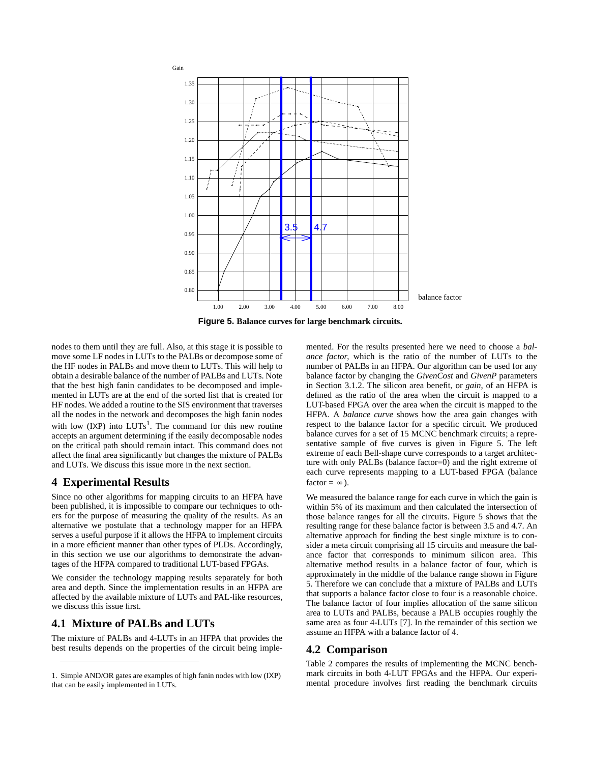Figure 5. Balance curves for large benchmark circuits.

nodes to them until they are full. Also, at this stage it is possible to move some LF nodes in LUTs to the PALBs or decompose some of the HF nodes in PALBs and move them to LUTs. This will help to obtain a desirable balance of the number of PALBs and LUTs. Note that the best high fanin candidates to be decomposed and implemented in LUTs are at the end of the sorted list that is created for HF nodes. We added a routine to the SIS environment that traverses all the nodes in the network and decomposes the high fanin nodes with low (IXP) into LUTs[1]. The command for this new routine accepts an argument determining if the easily decomposable nodes on the critical path should remain intact. This command does not affect the final area significantly but changes the mixture of PALBs and LUTs. We discuss this issue more in the next section.

## 4 Experimental Results

Since no other algorithms for mapping circuits to an HFPA have been published, it is impossible to compare our techniques to others for the purpose of measuring the quality of the results. As an alternative we postulate that a technology mapper for an HFPA serves a useful purpose if it allows the HFPA to implement circuits in a more efficient manner than other types of PLDs. Accordingly, in this section we use our algorithms to demonstrate the advantages of the HFPA compared to traditional LUT-based FPGAs.

We consider the technology mapping results separately for both area and depth. Since the implementation results in an HFPA are affected by the available mixture of LUTs and PAL-like resources, we discuss this issue first.

### 4.1 Mixture of PALBs and LUTs

The mixture of PALBs and 4-LUTs in an HFPA that provides the best results depends on the properties of the circuit being implemented. For the results presented here we need to choose a *balance factor*, which is the ratio of the number of LUTs to the number of PALBs in an HFPA. Our algorithm can be used for any balance factor by changing the *GivenCost* and *GivenP* parameters in Section 3.1.2. The silicon area benefit, or *gain*, of an HFPA is defined as the ratio of the area when the circuit is mapped to a LUT-based FPGA over the area when the circuit is mapped to the HFPA. A *balance curve* shows how the area gain changes with respect to the balance factor for a specific circuit. We produced balance curves for a set of 15 MCNC benchmark circuits; a representative sample of five curves is given in Figure 5. The left extreme of each Bell-shape curve corresponds to a target architecture with only PALBs (balance factor=0) and the right extreme of each curve represents mapping to a LUT-based FPGA (balance factor = $\infty$).

We measured the balance range for each curve in which the gain is within 5% of its maximum and then calculated the intersection of those balance ranges for all the circuits. Figure 5 shows that the resulting range for these balance factor is between 3.5 and 4.7. An alternative approach for finding the best single mixture is to consider a meta circuit comprising all 15 circuits and measure the balance factor that corresponds to minimum silicon area. This alternative method results in a balance factor of four, which is approximately in the middle of the balance range shown in Figure 5. Therefore we can conclude that a mixture of PALBs and LUTs that supports a balance factor close to four is a reasonable choice. The balance factor of four implies allocation of the same silicon area to LUTs and PALBs, because a PALB occupies roughly the same area as four 4-LUTs [7]. In the remainder of this section we assume an HFPA with a balance factor of 4.

### 4.2 Comparison

Table 2 compares the results of implementing the MCNC benchmark circuits in both 4-LUT FPGAs and the HFPA. Our experimental procedure involves first reading the benchmark circuits

---

1. Simple AND/OR gates are examples of high fanin nodes with low (IXP) that can be easily implemented in LUTs.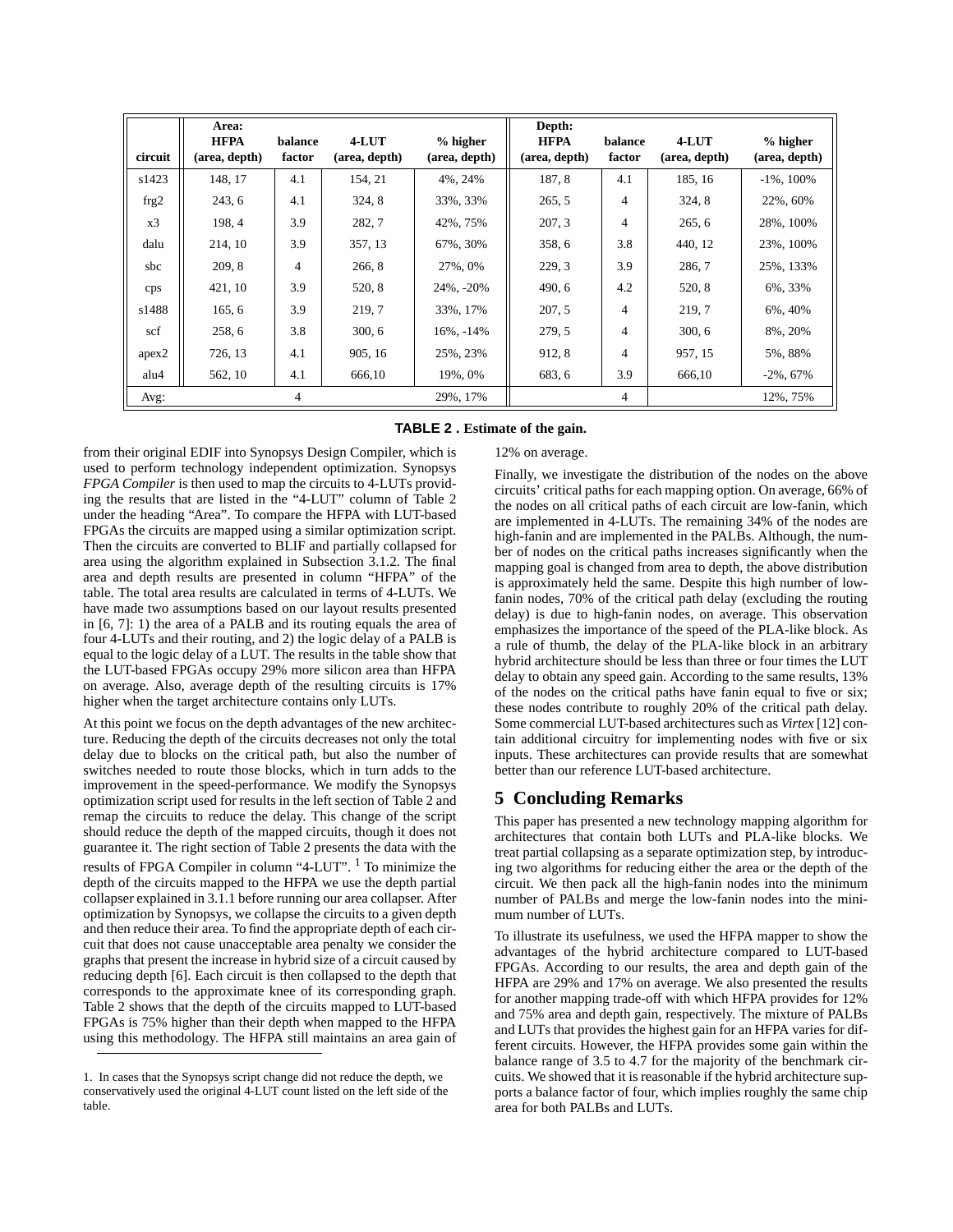| circuit | Area: HFPA (area, depth) | balance factor | 4-LUT (area, depth) | % higher (area, depth) | Depth: HFPA (area, depth) | balance factor | 4-LUT (area, depth) | % higher (area, depth) |
|---|---|---|---|---|---|---|---|---|
| s1423 | 148, 17 | 4.1 | 154, 21 | 4%, 24% | 187, 8 | 4.1 | 185, 16 | -1%, 100% |
| frg2 | 243, 6 | 4.1 | 324, 8 | 33%, 33% | 265, 5 | 4 | 324, 8 | 22%, 60% |
| x3 | 198, 4 | 3.9 | 282, 7 | 42%, 75% | 207, 3 | 4 | 265, 6 | 28%, 100% |
| dalu | 214, 10 | 3.9 | 357, 13 | 67%, 30% | 358, 6 | 3.8 | 440, 12 | 23%, 100% |
| sbc | 209, 8 | 4 | 266, 8 | 27%, 0% | 229, 3 | 3.9 | 286, 7 | 25%, 133% |
| cps | 421, 10 | 3.9 | 520, 8 | 24%, -20% | 490, 6 | 4.2 | 520, 8 | 6%, 33% |
| s1488 | 165, 6 | 3.9 | 219, 7 | 33%, 17% | 207, 5 | 4 | 219, 7 | 6%, 40% |
| scf | 258, 6 | 3.8 | 300, 6 | 16%, -14% | 279, 5 | 4 | 300, 6 | 8%, 20% |
| apex2 | 726, 13 | 4.1 | 905, 16 | 25%, 23% | 912, 8 | 4 | 957, 15 | 5%, 88% |
| alu4 | 562, 10 | 4.1 | 666,10 | 19%, 0% | 683, 6 | 3.9 | 666,10 | -2%, 67% |
| Avg: | | 4 | | 29%, 17% | | 4 | | 12%, 75% |

**TABLE 2 . Estimate of the gain.**

from their original EDIF into Synopsys Design Compiler, which is used to perform technology independent optimization. Synopsys *FPGA Compiler* is then used to map the circuits to 4-LUTs providing the results that are listed in the "4-LUT" column of Table 2 under the heading "Area". To compare the HFPA with LUT-based FPGAs the circuits are mapped using a similar optimization script. Then the circuits are converted to BLIF and partially collapsed for area using the algorithm explained in Subsection 3.1.2. The final area and depth results are presented in column "HFPA" of the table. The total area results are calculated in terms of 4-LUTs. We have made two assumptions based on our layout results presented in [6, 7]: 1) the area of a PALB and its routing equals the area of four 4-LUTs and their routing, and 2) the logic delay of a PALB is equal to the logic delay of a LUT. The results in the table show that the LUT-based FPGAs occupy 29% more silicon area than HFPA on average. Also, average depth of the resulting circuits is 17% higher when the target architecture contains only LUTs.

At this point we focus on the depth advantages of the new architecture. Reducing the depth of the circuits decreases not only the total delay due to blocks on the critical path, but also the number of switches needed to route those blocks, which in turn adds to the improvement in the speed-performance. We modify the Synopsys optimization script used for results in the left section of Table 2 and remap the circuits to reduce the delay. This change of the script should reduce the depth of the mapped circuits, though it does not guarantee it. The right section of Table 2 presents the data with the results of FPGA Compiler in column "4-LUT". [1] To minimize the depth of the circuits mapped to the HFPA we use the depth partial collapser explained in 3.1.1 before running our area collapser. After optimization by Synopsys, we collapse the circuits to a given depth and then reduce their area. To find the appropriate depth of each circuit that does not cause unacceptable area penalty we consider the graphs that present the increase in hybrid size of a circuit caused by reducing depth [6]. Each circuit is then collapsed to the depth that corresponds to the approximate knee of its corresponding graph. Table 2 shows that the depth of the circuits mapped to LUT-based FPGAs is 75% higher than their depth when mapped to the HFPA using this methodology. The HFPA still maintains an area gain of 12% on average.

1. In cases that the Synopsys script change did not reduce the depth, we conservatively used the original 4-LUT count listed on the left side of the table.

Finally, we investigate the distribution of the nodes on the above circuits' critical paths for each mapping option. On average, 66% of the nodes on all critical paths of each circuit are low-fanin, which are implemented in 4-LUTs. The remaining 34% of the nodes are high-fanin and are implemented in the PALBs. Although, the number of nodes on the critical paths increases significantly when the mapping goal is changed from area to depth, the above distribution is approximately held the same. Despite this high number of low-fanin nodes, 70% of the critical path delay (excluding the routing delay) is due to high-fanin nodes, on average. This observation emphasizes the importance of the speed of the PLA-like block. As a rule of thumb, the delay of the PLA-like block in an arbitrary hybrid architecture should be less than three or four times the LUT delay to obtain any speed gain. According to the same results, 13% of the nodes on the critical paths have fanin equal to five or six; these nodes contribute to roughly 20% of the critical path delay. Some commercial LUT-based architectures such as *Virtex* [12] contain additional circuitry for implementing nodes with five or six inputs. These architectures can provide results that are somewhat better than our reference LUT-based architecture.

## 5 Concluding Remarks

This paper has presented a new technology mapping algorithm for architectures that contain both LUTs and PLA-like blocks. We treat partial collapsing as a separate optimization step, by introducing two algorithms for reducing either the area or the depth of the circuit. We then pack all the high-fanin nodes into the minimum number of PALBs and merge the low-fanin nodes into the minimum number of LUTs.

To illustrate its usefulness, we used the HFPA mapper to show the advantages of the hybrid architecture compared to LUT-based FPGAs. According to our results, the area and depth gain of the HFPA are 29% and 17% on average. We also presented the results for another mapping trade-off with which HFPA provides for 12% and 75% area and depth gain, respectively. The mixture of PALBs and LUTs that provides the highest gain for an HFPA varies for different circuits. However, the HFPA provides some gain within the balance range of 3.5 to 4.7 for the majority of the benchmark circuits. We showed that it is reasonable if the hybrid architecture supports a balance factor of four, which implies roughly the same chip area for both PALBs and LUTs.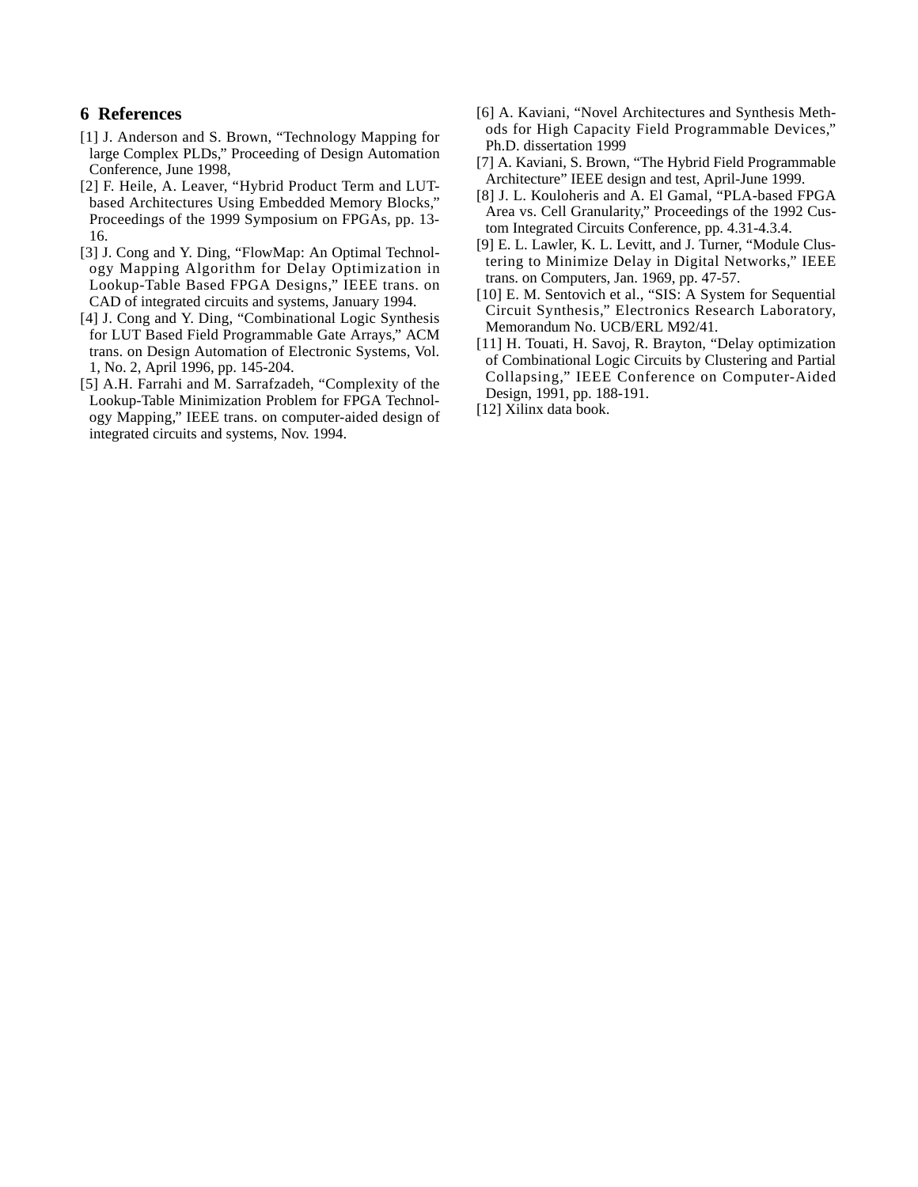## 6 References

[1] J. Anderson and S. Brown, "Technology Mapping for large Complex PLDs," Proceeding of Design Automation Conference, June 1998,

[2] F. Heile, A. Leaver, "Hybrid Product Term and LUT-based Architectures Using Embedded Memory Blocks," Proceedings of the 1999 Symposium on FPGAs, pp. 13-16.

[3] J. Cong and Y. Ding, "FlowMap: An Optimal Technology Mapping Algorithm for Delay Optimization in Lookup-Table Based FPGA Designs," IEEE trans. on CAD of integrated circuits and systems, January 1994.

[4] J. Cong and Y. Ding, "Combinational Logic Synthesis for LUT Based Field Programmable Gate Arrays," ACM trans. on Design Automation of Electronic Systems, Vol. 1, No. 2, April 1996, pp. 145-204.

[5] A.H. Farrahi and M. Sarrafzadeh, "Complexity of the Lookup-Table Minimization Problem for FPGA Technology Mapping," IEEE trans. on computer-aided design of integrated circuits and systems, Nov. 1994.

[6] A. Kaviani, "Novel Architectures and Synthesis Methods for High Capacity Field Programmable Devices," Ph.D. dissertation 1999

[7] A. Kaviani, S. Brown, "The Hybrid Field Programmable Architecture" IEEE design and test, April-June 1999.

[8] J. L. Kouloheris and A. El Gamal, "PLA-based FPGA Area vs. Cell Granularity," Proceedings of the 1992 Custom Integrated Circuits Conference, pp. 4.31-4.3.4.

[9] E. L. Lawler, K. L. Levitt, and J. Turner, "Module Clustering to Minimize Delay in Digital Networks," IEEE trans. on Computers, Jan. 1969, pp. 47-57.

[10] E. M. Sentovich et al., "SIS: A System for Sequential Circuit Synthesis," Electronics Research Laboratory, Memorandum No. UCB/ERL M92/41.

[11] H. Touati, H. Savoj, R. Brayton, "Delay optimization of Combinational Logic Circuits by Clustering and Partial Collapsing," IEEE Conference on Computer-Aided Design, 1991, pp. 188-191.

[12] Xilinx data book.